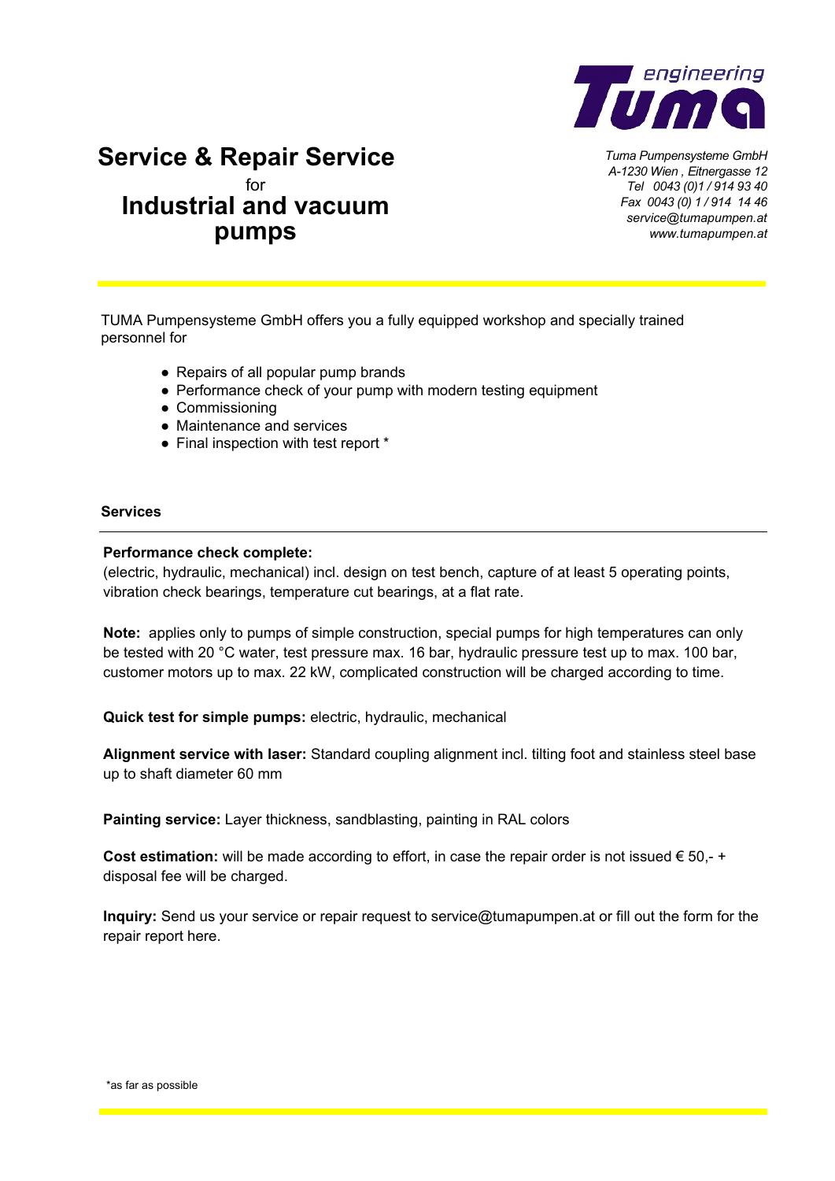# Service & Repair Service

for

# Industrial and vacuum pumps

*Tuma Pumpensysteme GmbH*
*A-1230 Wien , Eitnergasse 12*
*Tel 0043 (0)1 / 914 93 40*
*Fax 0043 (0) 1 / 914 14 46*
*service@tumapumpen.at*
*www.tumapumpen.at*

TUMA Pumpensysteme GmbH offers you a fully equipped workshop and specially trained personnel for

- Repairs of all popular pump brands
- Performance check of your pump with modern testing equipment
- Commissioning
- Maintenance and services
- Final inspection with test report *

**Services**

---

**Performance check complete:**
(electric, hydraulic, mechanical) incl. design on test bench, capture of at least 5 operating points, vibration check bearings, temperature cut bearings, at a flat rate.

**Note:** applies only to pumps of simple construction, special pumps for high temperatures can only be tested with 20 °C water, test pressure max. 16 bar, hydraulic pressure test up to max. 100 bar, customer motors up to max. 22 kW, complicated construction will be charged according to time.

**Quick test for simple pumps:** electric, hydraulic, mechanical

**Alignment service with laser:** Standard coupling alignment incl. tilting foot and stainless steel base up to shaft diameter 60 mm

**Painting service:** Layer thickness, sandblasting, painting in RAL colors

**Cost estimation:** will be made according to effort, in case the repair order is not issued € 50,- + disposal fee will be charged.

**Inquiry:** Send us your service or repair request to service@tumapumpen.at or fill out the form for the repair report here.

*as far as possible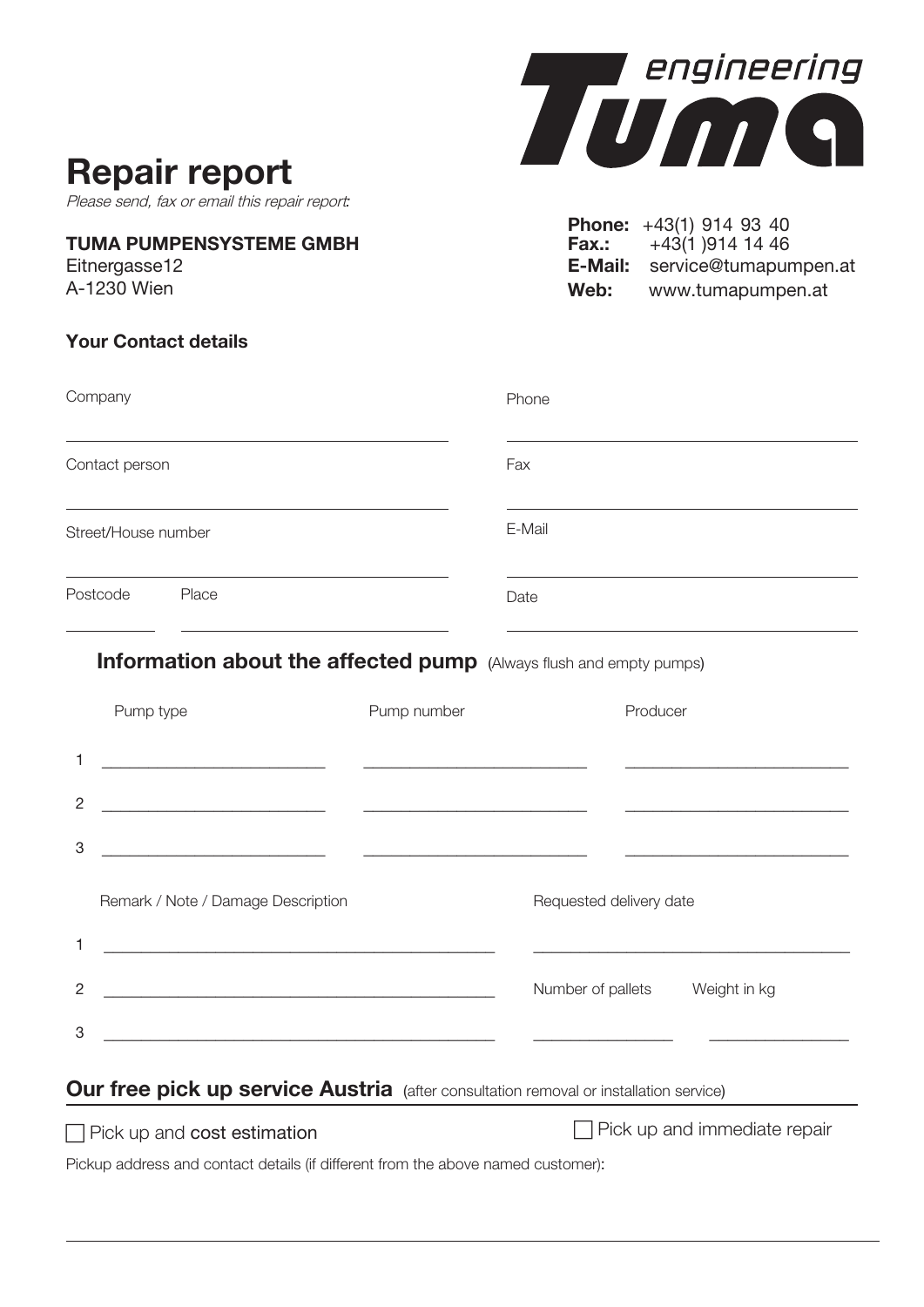# Repair report

*Please send, fax or email this repair report:*

**TUMA PUMPENSYSTEME GMBH**
Eitnergasse12
A-1230 Wien

**Phone:** +43(1) 914 93 40
**Fax.:** +43(1 )914 14 46
**E-Mail:** service@tumapumpen.at
**Web:** www.tumapumpen.at

### Your Contact details

| | |
|---|---|
| Company | Phone |
| Contact person | Fax |
| Street/House number | E-Mail |
| Postcode / Place | Date |

## Information about the affected pump (Always flush and empty pumps)

| | Pump type | Pump number | Producer |
|---|---|---|---|
| 1 | | | |
| 2 | | | |
| 3 | | | |

| | Remark / Note / Damage Description | Requested delivery date | |
|---|---|---|---|
| 1 | | | |
| 2 | | Number of pallets | Weight in kg |
| 3 | | | |

## Our free pick up service Austria (after consultation removal or installation service)

☐ Pick up and cost estimation

☐ Pick up and immediate repair

Pickup address and contact details (if different from the above named customer):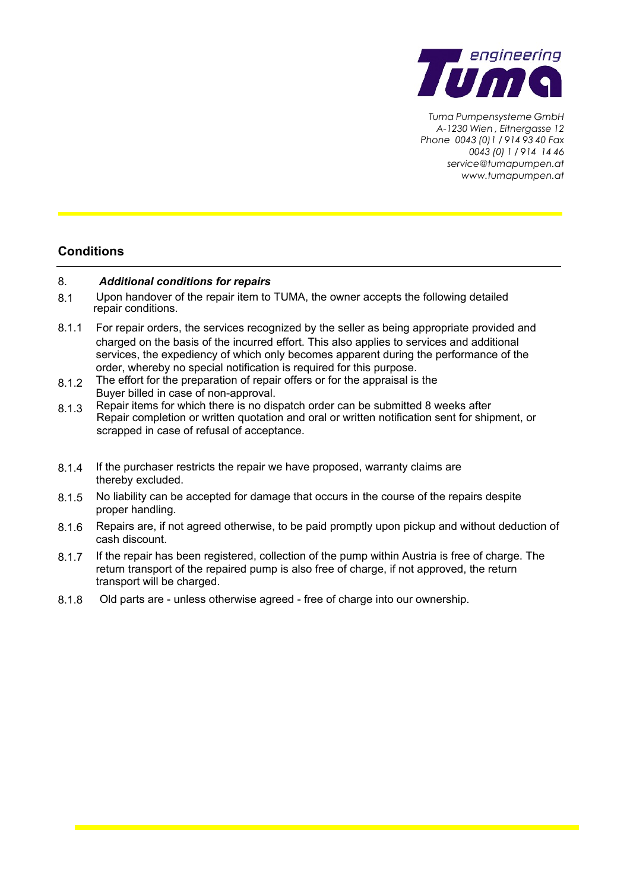## Conditions

8. ***Additional conditions for repairs***

8.1 Upon handover of the repair item to TUMA, the owner accepts the following detailed repair conditions.

8.1.1 For repair orders, the services recognized by the seller as being appropriate provided and charged on the basis of the incurred effort. This also applies to services and additional services, the expediency of which only becomes apparent during the performance of the order, whereby no special notification is required for this purpose.

8.1.2 The effort for the preparation of repair offers or for the appraisal is the Buyer billed in case of non-approval.

8.1.3 Repair items for which there is no dispatch order can be submitted 8 weeks after Repair completion or written quotation and oral or written notification sent for shipment, or scrapped in case of refusal of acceptance.

8.1.4 If the purchaser restricts the repair we have proposed, warranty claims are thereby excluded.

8.1.5 No liability can be accepted for damage that occurs in the course of the repairs despite proper handling.

8.1.6 Repairs are, if not agreed otherwise, to be paid promptly upon pickup and without deduction of cash discount.

8.1.7 If the repair has been registered, collection of the pump within Austria is free of charge. The return transport of the repaired pump is also free of charge, if not approved, the return transport will be charged.

8.1.8 Old parts are - unless otherwise agreed - free of charge into our ownership.